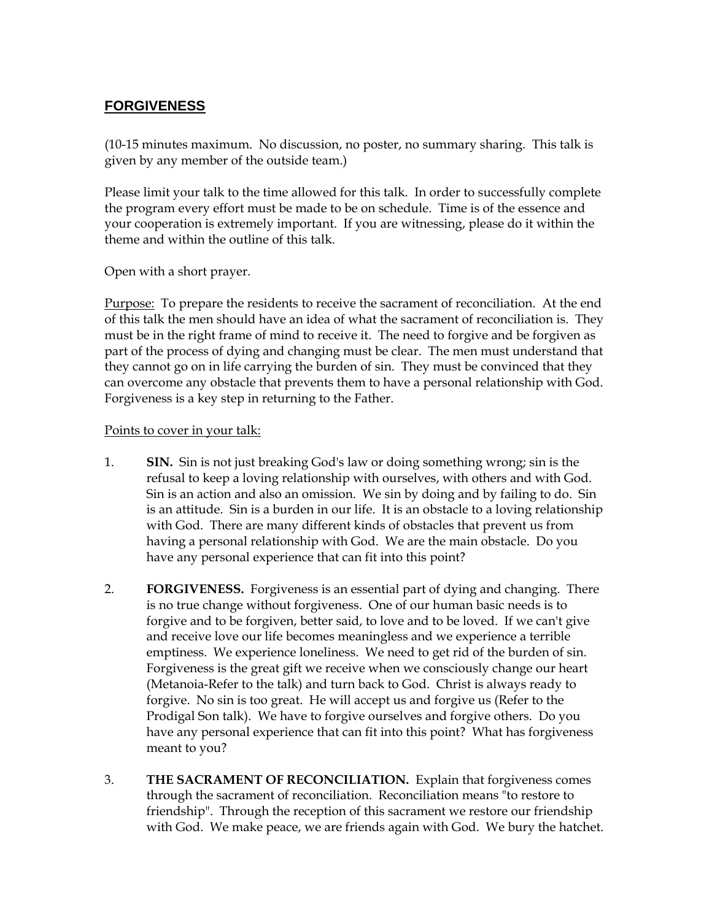# FORGIVENESS

(10-15 minutes maximum. No discussion, no poster, no summary sharing. This talk is given by any member of the outside team.)

Please limit your talk to the time allowed for this talk. In order to successfully complete the program every effort must be made to be on schedule. Time is of the essence and your cooperation is extremely important. If you are witnessing, please do it within the theme and within the outline of this talk.

Open with a short prayer.

<u>Purpose:</u> To prepare the residents to receive the sacrament of reconciliation. At the end of this talk the men should have an idea of what the sacrament of reconciliation is. They must be in the right frame of mind to receive it. The need to forgive and be forgiven as part of the process of dying and changing must be clear. The men must understand that they cannot go on in life carrying the burden of sin. They must be convinced that they can overcome any obstacle that prevents them to have a personal relationship with God. Forgiveness is a key step in returning to the Father.

<u>Points to cover in your talk:</u>

1. **SIN.** Sin is not just breaking God's law or doing something wrong; sin is the refusal to keep a loving relationship with ourselves, with others and with God. Sin is an action and also an omission. We sin by doing and by failing to do. Sin is an attitude. Sin is a burden in our life. It is an obstacle to a loving relationship with God. There are many different kinds of obstacles that prevent us from having a personal relationship with God. We are the main obstacle. Do you have any personal experience that can fit into this point?

2. **FORGIVENESS.** Forgiveness is an essential part of dying and changing. There is no true change without forgiveness. One of our human basic needs is to forgive and to be forgiven, better said, to love and to be loved. If we can't give and receive love our life becomes meaningless and we experience a terrible emptiness. We experience loneliness. We need to get rid of the burden of sin. Forgiveness is the great gift we receive when we consciously change our heart (Metanoia-Refer to the talk) and turn back to God. Christ is always ready to forgive. No sin is too great. He will accept us and forgive us (Refer to the Prodigal Son talk). We have to forgive ourselves and forgive others. Do you have any personal experience that can fit into this point? What has forgiveness meant to you?

3. **THE SACRAMENT OF RECONCILIATION.** Explain that forgiveness comes through the sacrament of reconciliation. Reconciliation means "to restore to friendship". Through the reception of this sacrament we restore our friendship with God. We make peace, we are friends again with God. We bury the hatchet.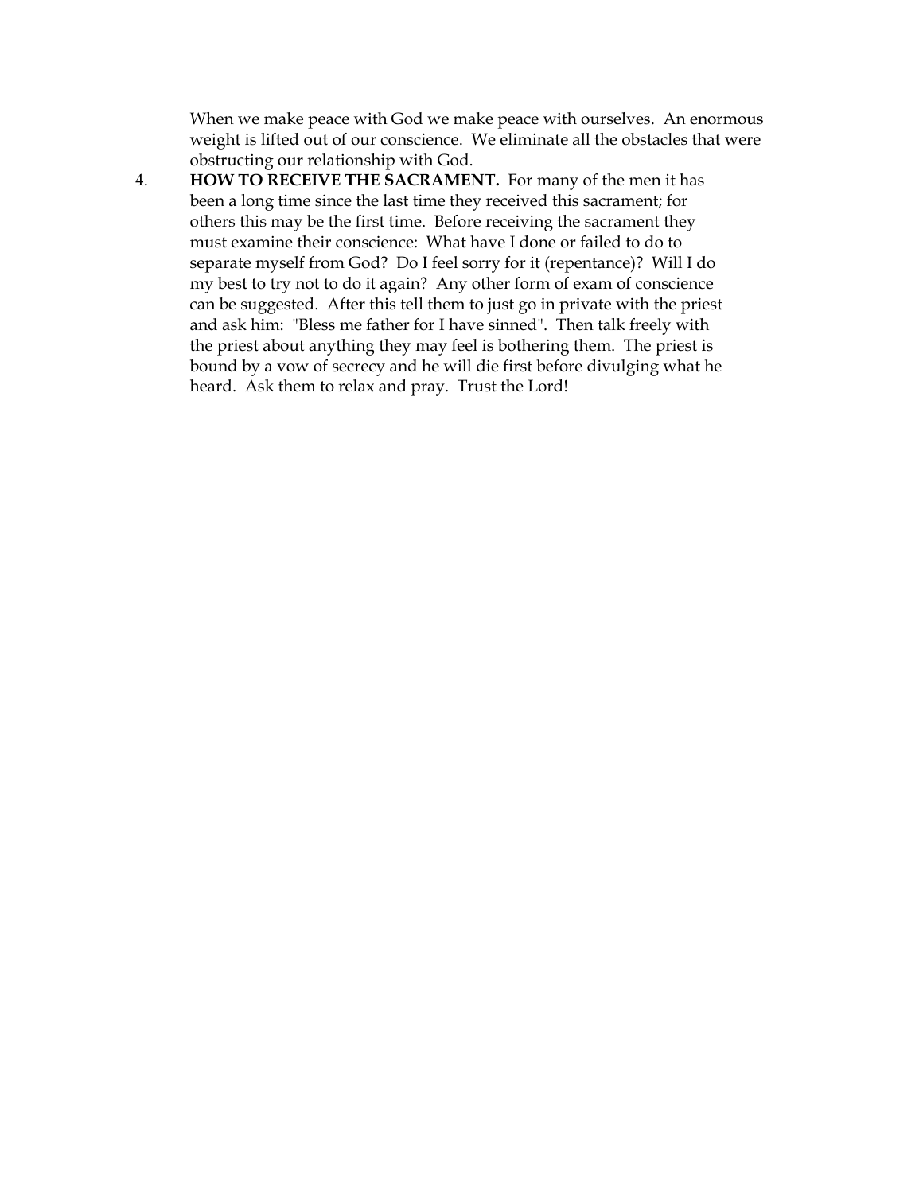When we make peace with God we make peace with ourselves. An enormous weight is lifted out of our conscience. We eliminate all the obstacles that were obstructing our relationship with God.

4. **HOW TO RECEIVE THE SACRAMENT.** For many of the men it has been a long time since the last time they received this sacrament; for others this may be the first time. Before receiving the sacrament they must examine their conscience: What have I done or failed to do to separate myself from God? Do I feel sorry for it (repentance)? Will I do my best to try not to do it again? Any other form of exam of conscience can be suggested. After this tell them to just go in private with the priest and ask him: "Bless me father for I have sinned". Then talk freely with the priest about anything they may feel is bothering them. The priest is bound by a vow of secrecy and he will die first before divulging what he heard. Ask them to relax and pray. Trust the Lord!